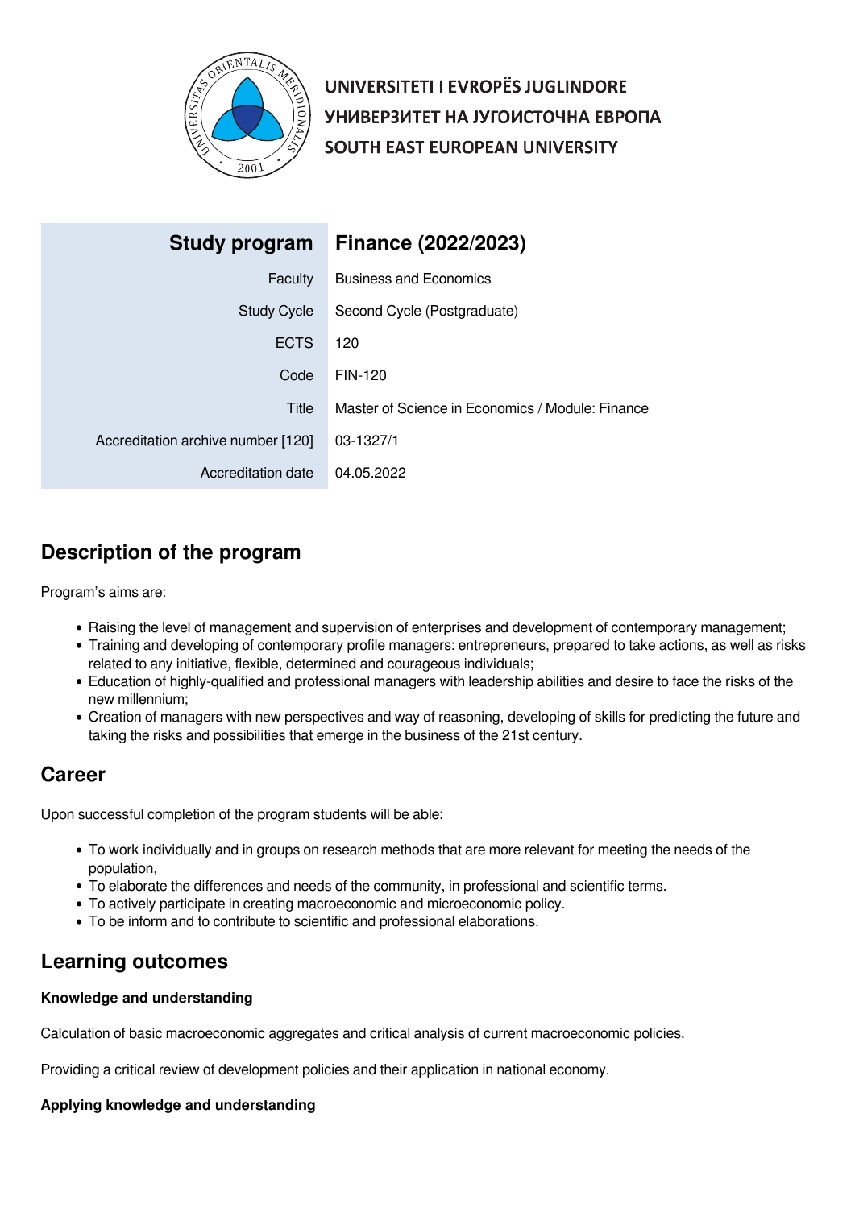UNIVERSITETI I EVROPËS JUGLINDORE
УНИВЕРЗИТЕТ НА ЈУГОИСТОЧНА ЕВРОПА
SOUTH EAST EUROPEAN UNIVERSITY

| Study program | Finance (2022/2023) |
| --- | --- |
| Faculty | Business and Economics |
| Study Cycle | Second Cycle (Postgraduate) |
| ECTS | 120 |
| Code | FIN-120 |
| Title | Master of Science in Economics / Module: Finance |
| Accreditation archive number [120] | 03-1327/1 |
| Accreditation date | 04.05.2022 |

## Description of the program

Program's aims are:

- Raising the level of management and supervision of enterprises and development of contemporary management;
- Training and developing of contemporary profile managers: entrepreneurs, prepared to take actions, as well as risks related to any initiative, flexible, determined and courageous individuals;
- Education of highly-qualified and professional managers with leadership abilities and desire to face the risks of the new millennium;
- Creation of managers with new perspectives and way of reasoning, developing of skills for predicting the future and taking the risks and possibilities that emerge in the business of the 21st century.

## Career

Upon successful completion of the program students will be able:

- To work individually and in groups on research methods that are more relevant for meeting the needs of the population,
- To elaborate the differences and needs of the community, in professional and scientific terms.
- To actively participate in creating macroeconomic and microeconomic policy.
- To be inform and to contribute to scientific and professional elaborations.

## Learning outcomes

#### Knowledge and understanding

Calculation of basic macroeconomic aggregates and critical analysis of current macroeconomic policies.

Providing a critical review of development policies and their application in national economy.

#### Applying knowledge and understanding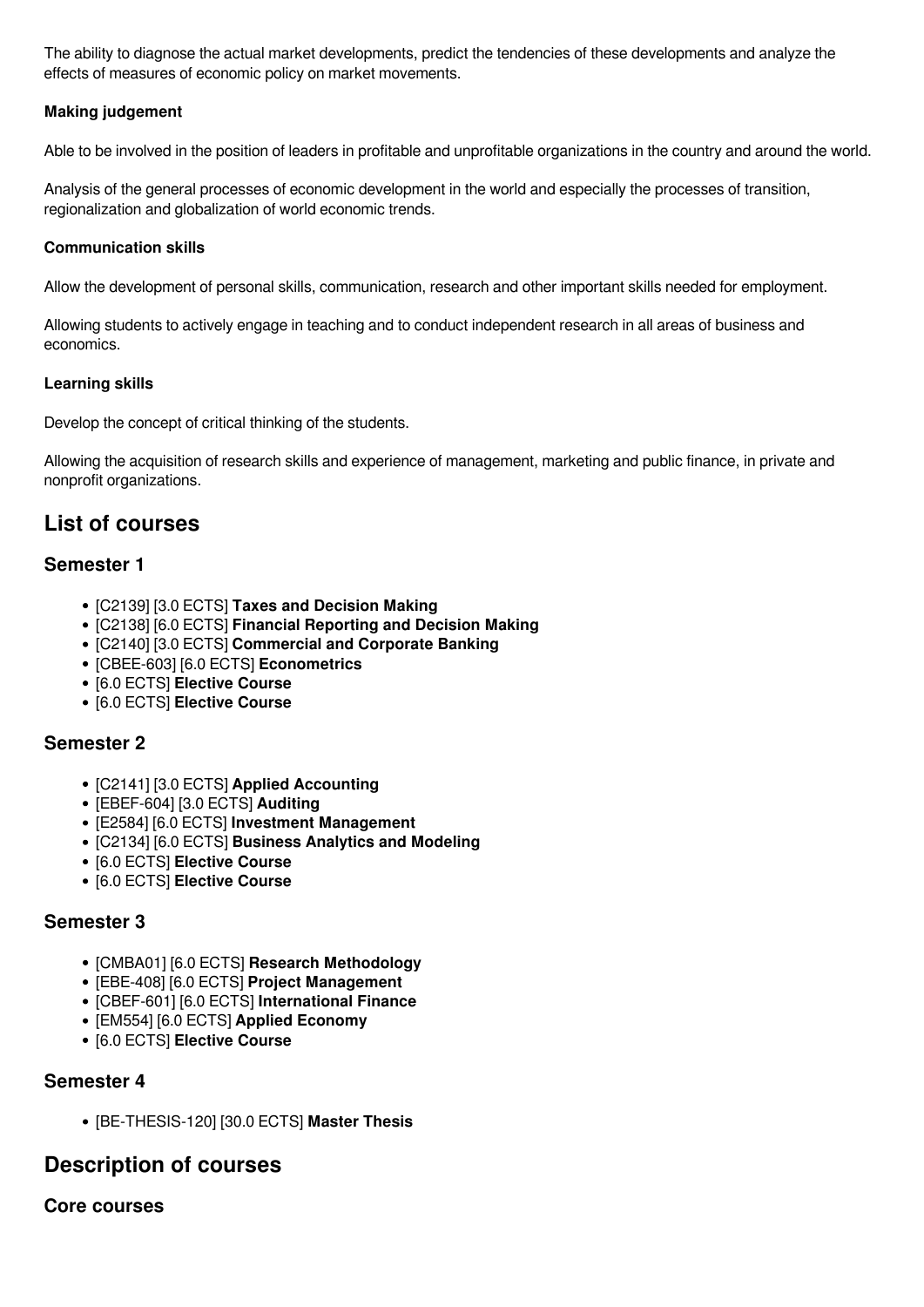The ability to diagnose the actual market developments, predict the tendencies of these developments and analyze the effects of measures of economic policy on market movements.

**Making judgement**

Able to be involved in the position of leaders in profitable and unprofitable organizations in the country and around the world.

Analysis of the general processes of economic development in the world and especially the processes of transition, regionalization and globalization of world economic trends.

**Communication skills**

Allow the development of personal skills, communication, research and other important skills needed for employment.

Allowing students to actively engage in teaching and to conduct independent research in all areas of business and economics.

**Learning skills**

Develop the concept of critical thinking of the students.

Allowing the acquisition of research skills and experience of management, marketing and public finance, in private and nonprofit organizations.

## List of courses

### Semester 1

- [C2139] [3.0 ECTS] **Taxes and Decision Making**
- [C2138] [6.0 ECTS] **Financial Reporting and Decision Making**
- [C2140] [3.0 ECTS] **Commercial and Corporate Banking**
- [CBEE-603] [6.0 ECTS] **Econometrics**
- [6.0 ECTS] **Elective Course**
- [6.0 ECTS] **Elective Course**

### Semester 2

- [C2141] [3.0 ECTS] **Applied Accounting**
- [EBEF-604] [3.0 ECTS] **Auditing**
- [E2584] [6.0 ECTS] **Investment Management**
- [C2134] [6.0 ECTS] **Business Analytics and Modeling**
- [6.0 ECTS] **Elective Course**
- [6.0 ECTS] **Elective Course**

### Semester 3

- [CMBA01] [6.0 ECTS] **Research Methodology**
- [EBE-408] [6.0 ECTS] **Project Management**
- [CBEF-601] [6.0 ECTS] **International Finance**
- [EM554] [6.0 ECTS] **Applied Economy**
- [6.0 ECTS] **Elective Course**

### Semester 4

- [BE-THESIS-120] [30.0 ECTS] **Master Thesis**

## Description of courses

### Core courses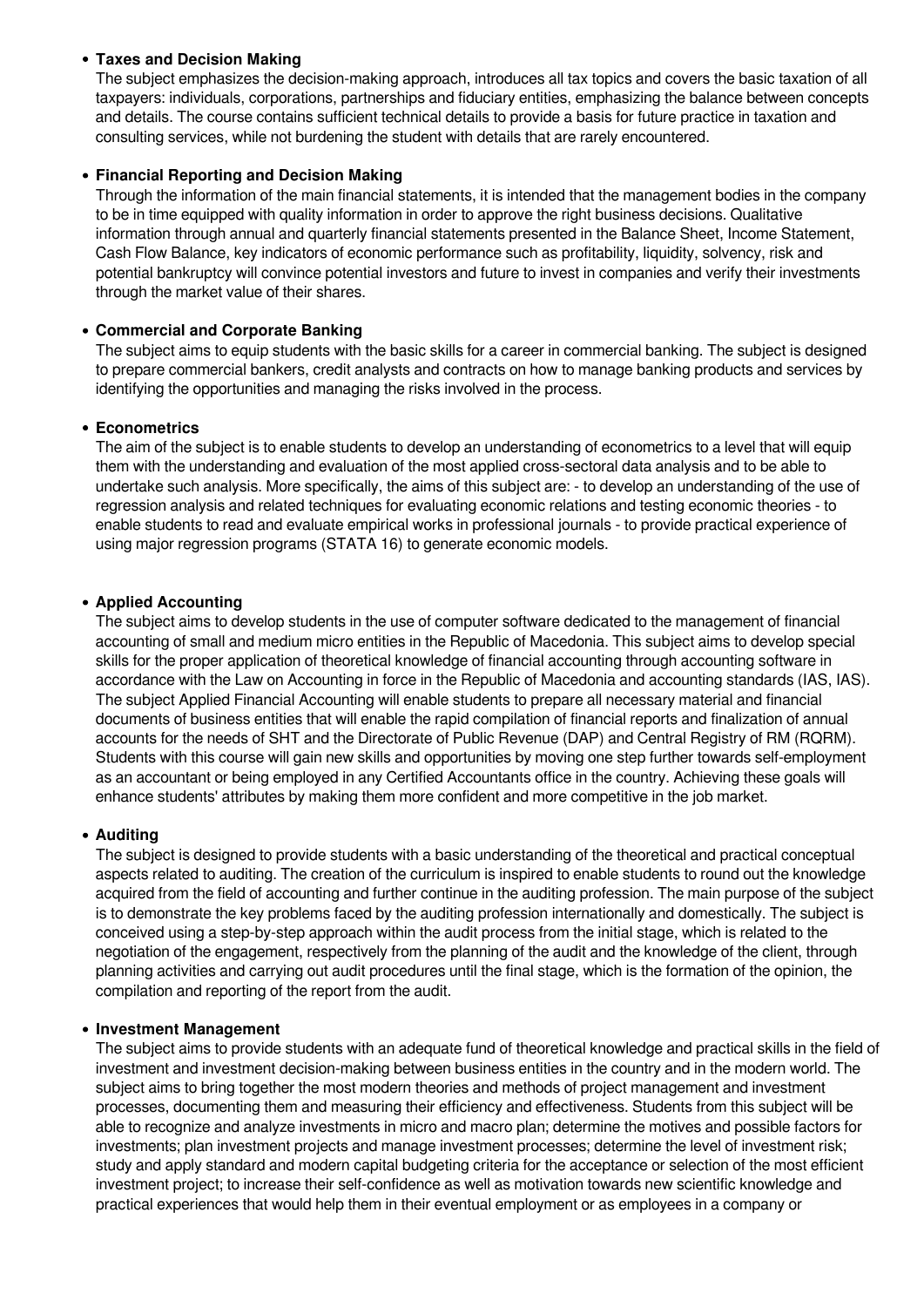- **Taxes and Decision Making**
  The subject emphasizes the decision-making approach, introduces all tax topics and covers the basic taxation of all taxpayers: individuals, corporations, partnerships and fiduciary entities, emphasizing the balance between concepts and details. The course contains sufficient technical details to provide a basis for future practice in taxation and consulting services, while not burdening the student with details that are rarely encountered.

- **Financial Reporting and Decision Making**
  Through the information of the main financial statements, it is intended that the management bodies in the company to be in time equipped with quality information in order to approve the right business decisions. Qualitative information through annual and quarterly financial statements presented in the Balance Sheet, Income Statement, Cash Flow Balance, key indicators of economic performance such as profitability, liquidity, solvency, risk and potential bankruptcy will convince potential investors and future to invest in companies and verify their investments through the market value of their shares.

- **Commercial and Corporate Banking**
  The subject aims to equip students with the basic skills for a career in commercial banking. The subject is designed to prepare commercial bankers, credit analysts and contracts on how to manage banking products and services by identifying the opportunities and managing the risks involved in the process.

- **Econometrics**
  The aim of the subject is to enable students to develop an understanding of econometrics to a level that will equip them with the understanding and evaluation of the most applied cross-sectoral data analysis and to be able to undertake such analysis. More specifically, the aims of this subject are: - to develop an understanding of the use of regression analysis and related techniques for evaluating economic relations and testing economic theories - to enable students to read and evaluate empirical works in professional journals - to provide practical experience of using major regression programs (STATA 16) to generate economic models.

- **Applied Accounting**
  The subject aims to develop students in the use of computer software dedicated to the management of financial accounting of small and medium micro entities in the Republic of Macedonia. This subject aims to develop special skills for the proper application of theoretical knowledge of financial accounting through accounting software in accordance with the Law on Accounting in force in the Republic of Macedonia and accounting standards (IAS, IAS). The subject Applied Financial Accounting will enable students to prepare all necessary material and financial documents of business entities that will enable the rapid compilation of financial reports and finalization of annual accounts for the needs of SHT and the Directorate of Public Revenue (DAP) and Central Registry of RM (RQRM). Students with this course will gain new skills and opportunities by moving one step further towards self-employment as an accountant or being employed in any Certified Accountants office in the country. Achieving these goals will enhance students' attributes by making them more confident and more competitive in the job market.

- **Auditing**
  The subject is designed to provide students with a basic understanding of the theoretical and practical conceptual aspects related to auditing. The creation of the curriculum is inspired to enable students to round out the knowledge acquired from the field of accounting and further continue in the auditing profession. The main purpose of the subject is to demonstrate the key problems faced by the auditing profession internationally and domestically. The subject is conceived using a step-by-step approach within the audit process from the initial stage, which is related to the negotiation of the engagement, respectively from the planning of the audit and the knowledge of the client, through planning activities and carrying out audit procedures until the final stage, which is the formation of the opinion, the compilation and reporting of the report from the audit.

- **Investment Management**
  The subject aims to provide students with an adequate fund of theoretical knowledge and practical skills in the field of investment and investment decision-making between business entities in the country and in the modern world. The subject aims to bring together the most modern theories and methods of project management and investment processes, documenting them and measuring their efficiency and effectiveness. Students from this subject will be able to recognize and analyze investments in micro and macro plan; determine the motives and possible factors for investments; plan investment projects and manage investment processes; determine the level of investment risk; study and apply standard and modern capital budgeting criteria for the acceptance or selection of the most efficient investment project; to increase their self-confidence as well as motivation towards new scientific knowledge and practical experiences that would help them in their eventual employment or as employees in a company or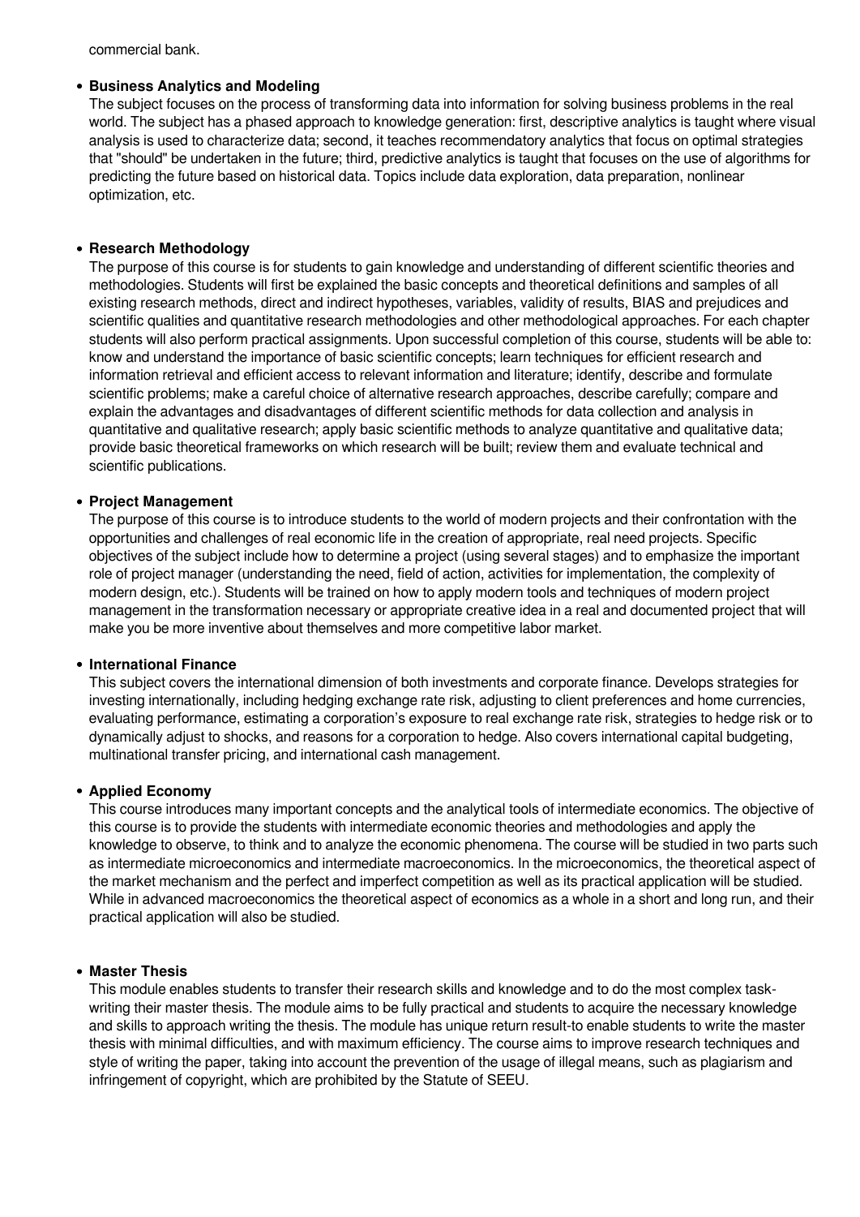commercial bank.

- **Business Analytics and Modeling**
  The subject focuses on the process of transforming data into information for solving business problems in the real world. The subject has a phased approach to knowledge generation: first, descriptive analytics is taught where visual analysis is used to characterize data; second, it teaches recommendatory analytics that focus on optimal strategies that "should" be undertaken in the future; third, predictive analytics is taught that focuses on the use of algorithms for predicting the future based on historical data. Topics include data exploration, data preparation, nonlinear optimization, etc.

- **Research Methodology**
  The purpose of this course is for students to gain knowledge and understanding of different scientific theories and methodologies. Students will first be explained the basic concepts and theoretical definitions and samples of all existing research methods, direct and indirect hypotheses, variables, validity of results, BIAS and prejudices and scientific qualities and quantitative research methodologies and other methodological approaches. For each chapter students will also perform practical assignments. Upon successful completion of this course, students will be able to: know and understand the importance of basic scientific concepts; learn techniques for efficient research and information retrieval and efficient access to relevant information and literature; identify, describe and formulate scientific problems; make a careful choice of alternative research approaches, describe carefully; compare and explain the advantages and disadvantages of different scientific methods for data collection and analysis in quantitative and qualitative research; apply basic scientific methods to analyze quantitative and qualitative data; provide basic theoretical frameworks on which research will be built; review them and evaluate technical and scientific publications.

- **Project Management**
  The purpose of this course is to introduce students to the world of modern projects and their confrontation with the opportunities and challenges of real economic life in the creation of appropriate, real need projects. Specific objectives of the subject include how to determine a project (using several stages) and to emphasize the important role of project manager (understanding the need, field of action, activities for implementation, the complexity of modern design, etc.). Students will be trained on how to apply modern tools and techniques of modern project management in the transformation necessary or appropriate creative idea in a real and documented project that will make you be more inventive about themselves and more competitive labor market.

- **International Finance**
  This subject covers the international dimension of both investments and corporate finance. Develops strategies for investing internationally, including hedging exchange rate risk, adjusting to client preferences and home currencies, evaluating performance, estimating a corporation's exposure to real exchange rate risk, strategies to hedge risk or to dynamically adjust to shocks, and reasons for a corporation to hedge. Also covers international capital budgeting, multinational transfer pricing, and international cash management.

- **Applied Economy**
  This course introduces many important concepts and the analytical tools of intermediate economics. The objective of this course is to provide the students with intermediate economic theories and methodologies and apply the knowledge to observe, to think and to analyze the economic phenomena. The course will be studied in two parts such as intermediate microeconomics and intermediate macroeconomics. In the microeconomics, the theoretical aspect of the market mechanism and the perfect and imperfect competition as well as its practical application will be studied. While in advanced macroeconomics the theoretical aspect of economics as a whole in a short and long run, and their practical application will also be studied.

- **Master Thesis**
  This module enables students to transfer their research skills and knowledge and to do the most complex task-writing their master thesis. The module aims to be fully practical and students to acquire the necessary knowledge and skills to approach writing the thesis. The module has unique return result-to enable students to write the master thesis with minimal difficulties, and with maximum efficiency. The course aims to improve research techniques and style of writing the paper, taking into account the prevention of the usage of illegal means, such as plagiarism and infringement of copyright, which are prohibited by the Statute of SEEU.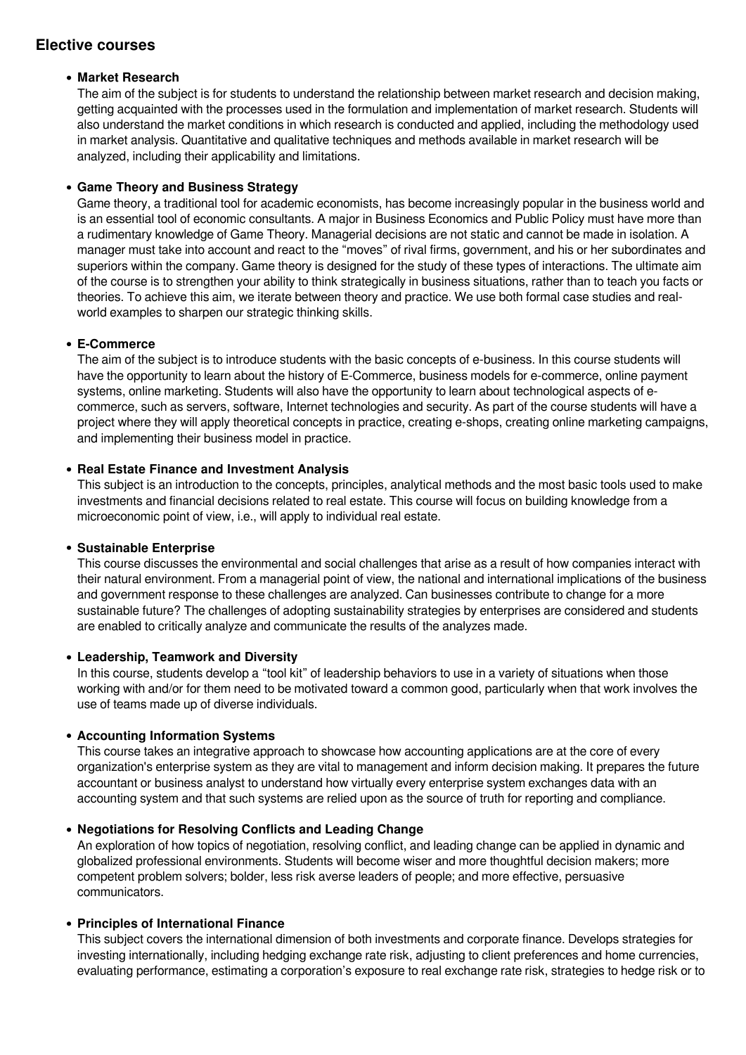## Elective courses

- **Market Research**
  The aim of the subject is for students to understand the relationship between market research and decision making, getting acquainted with the processes used in the formulation and implementation of market research. Students will also understand the market conditions in which research is conducted and applied, including the methodology used in market analysis. Quantitative and qualitative techniques and methods available in market research will be analyzed, including their applicability and limitations.

- **Game Theory and Business Strategy**
  Game theory, a traditional tool for academic economists, has become increasingly popular in the business world and is an essential tool of economic consultants. A major in Business Economics and Public Policy must have more than a rudimentary knowledge of Game Theory. Managerial decisions are not static and cannot be made in isolation. A manager must take into account and react to the "moves" of rival firms, government, and his or her subordinates and superiors within the company. Game theory is designed for the study of these types of interactions. The ultimate aim of the course is to strengthen your ability to think strategically in business situations, rather than to teach you facts or theories. To achieve this aim, we iterate between theory and practice. We use both formal case studies and real-world examples to sharpen our strategic thinking skills.

- **E-Commerce**
  The aim of the subject is to introduce students with the basic concepts of e-business. In this course students will have the opportunity to learn about the history of E-Commerce, business models for e-commerce, online payment systems, online marketing. Students will also have the opportunity to learn about technological aspects of e-commerce, such as servers, software, Internet technologies and security. As part of the course students will have a project where they will apply theoretical concepts in practice, creating e-shops, creating online marketing campaigns, and implementing their business model in practice.

- **Real Estate Finance and Investment Analysis**
  This subject is an introduction to the concepts, principles, analytical methods and the most basic tools used to make investments and financial decisions related to real estate. This course will focus on building knowledge from a microeconomic point of view, i.e., will apply to individual real estate.

- **Sustainable Enterprise**
  This course discusses the environmental and social challenges that arise as a result of how companies interact with their natural environment. From a managerial point of view, the national and international implications of the business and government response to these challenges are analyzed. Can businesses contribute to change for a more sustainable future? The challenges of adopting sustainability strategies by enterprises are considered and students are enabled to critically analyze and communicate the results of the analyzes made.

- **Leadership, Teamwork and Diversity**
  In this course, students develop a "tool kit" of leadership behaviors to use in a variety of situations when those working with and/or for them need to be motivated toward a common good, particularly when that work involves the use of teams made up of diverse individuals.

- **Accounting Information Systems**
  This course takes an integrative approach to showcase how accounting applications are at the core of every organization's enterprise system as they are vital to management and inform decision making. It prepares the future accountant or business analyst to understand how virtually every enterprise system exchanges data with an accounting system and that such systems are relied upon as the source of truth for reporting and compliance.

- **Negotiations for Resolving Conflicts and Leading Change**
  An exploration of how topics of negotiation, resolving conflict, and leading change can be applied in dynamic and globalized professional environments. Students will become wiser and more thoughtful decision makers; more competent problem solvers; bolder, less risk averse leaders of people; and more effective, persuasive communicators.

- **Principles of International Finance**
  This subject covers the international dimension of both investments and corporate finance. Develops strategies for investing internationally, including hedging exchange rate risk, adjusting to client preferences and home currencies, evaluating performance, estimating a corporation's exposure to real exchange rate risk, strategies to hedge risk or to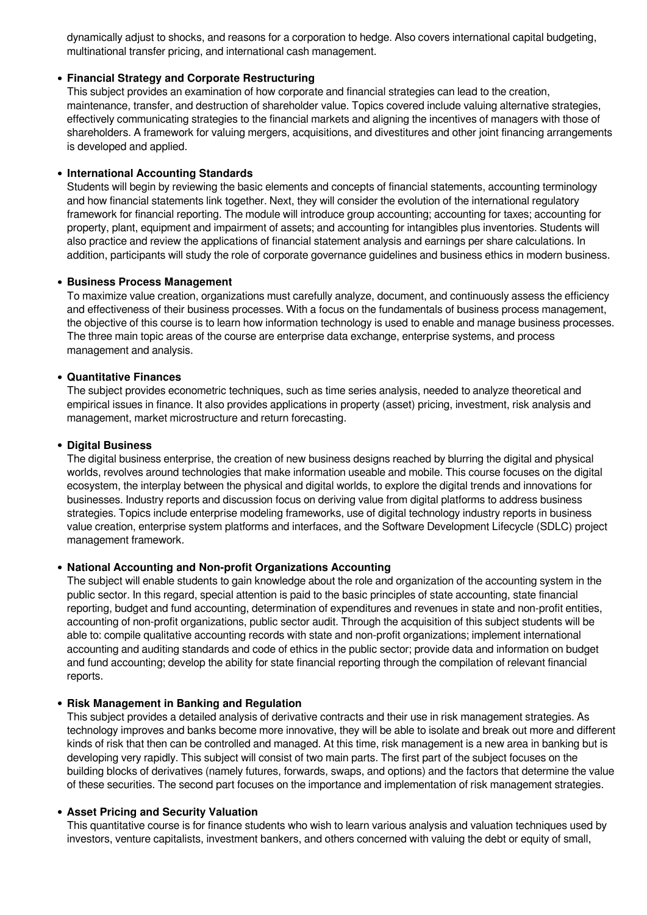dynamically adjust to shocks, and reasons for a corporation to hedge. Also covers international capital budgeting, multinational transfer pricing, and international cash management.

- **Financial Strategy and Corporate Restructuring**
  This subject provides an examination of how corporate and financial strategies can lead to the creation, maintenance, transfer, and destruction of shareholder value. Topics covered include valuing alternative strategies, effectively communicating strategies to the financial markets and aligning the incentives of managers with those of shareholders. A framework for valuing mergers, acquisitions, and divestitures and other joint financing arrangements is developed and applied.

- **International Accounting Standards**
  Students will begin by reviewing the basic elements and concepts of financial statements, accounting terminology and how financial statements link together. Next, they will consider the evolution of the international regulatory framework for financial reporting. The module will introduce group accounting; accounting for taxes; accounting for property, plant, equipment and impairment of assets; and accounting for intangibles plus inventories. Students will also practice and review the applications of financial statement analysis and earnings per share calculations. In addition, participants will study the role of corporate governance guidelines and business ethics in modern business.

- **Business Process Management**
  To maximize value creation, organizations must carefully analyze, document, and continuously assess the efficiency and effectiveness of their business processes. With a focus on the fundamentals of business process management, the objective of this course is to learn how information technology is used to enable and manage business processes. The three main topic areas of the course are enterprise data exchange, enterprise systems, and process management and analysis.

- **Quantitative Finances**
  The subject provides econometric techniques, such as time series analysis, needed to analyze theoretical and empirical issues in finance. It also provides applications in property (asset) pricing, investment, risk analysis and management, market microstructure and return forecasting.

- **Digital Business**
  The digital business enterprise, the creation of new business designs reached by blurring the digital and physical worlds, revolves around technologies that make information useable and mobile. This course focuses on the digital ecosystem, the interplay between the physical and digital worlds, to explore the digital trends and innovations for businesses. Industry reports and discussion focus on deriving value from digital platforms to address business strategies. Topics include enterprise modeling frameworks, use of digital technology industry reports in business value creation, enterprise system platforms and interfaces, and the Software Development Lifecycle (SDLC) project management framework.

- **National Accounting and Non-profit Organizations Accounting**
  The subject will enable students to gain knowledge about the role and organization of the accounting system in the public sector. In this regard, special attention is paid to the basic principles of state accounting, state financial reporting, budget and fund accounting, determination of expenditures and revenues in state and non-profit entities, accounting of non-profit organizations, public sector audit. Through the acquisition of this subject students will be able to: compile qualitative accounting records with state and non-profit organizations; implement international accounting and auditing standards and code of ethics in the public sector; provide data and information on budget and fund accounting; develop the ability for state financial reporting through the compilation of relevant financial reports.

- **Risk Management in Banking and Regulation**
  This subject provides a detailed analysis of derivative contracts and their use in risk management strategies. As technology improves and banks become more innovative, they will be able to isolate and break out more and different kinds of risk that then can be controlled and managed. At this time, risk management is a new area in banking but is developing very rapidly. This subject will consist of two main parts. The first part of the subject focuses on the building blocks of derivatives (namely futures, forwards, swaps, and options) and the factors that determine the value of these securities. The second part focuses on the importance and implementation of risk management strategies.

- **Asset Pricing and Security Valuation**
  This quantitative course is for finance students who wish to learn various analysis and valuation techniques used by investors, venture capitalists, investment bankers, and others concerned with valuing the debt or equity of small,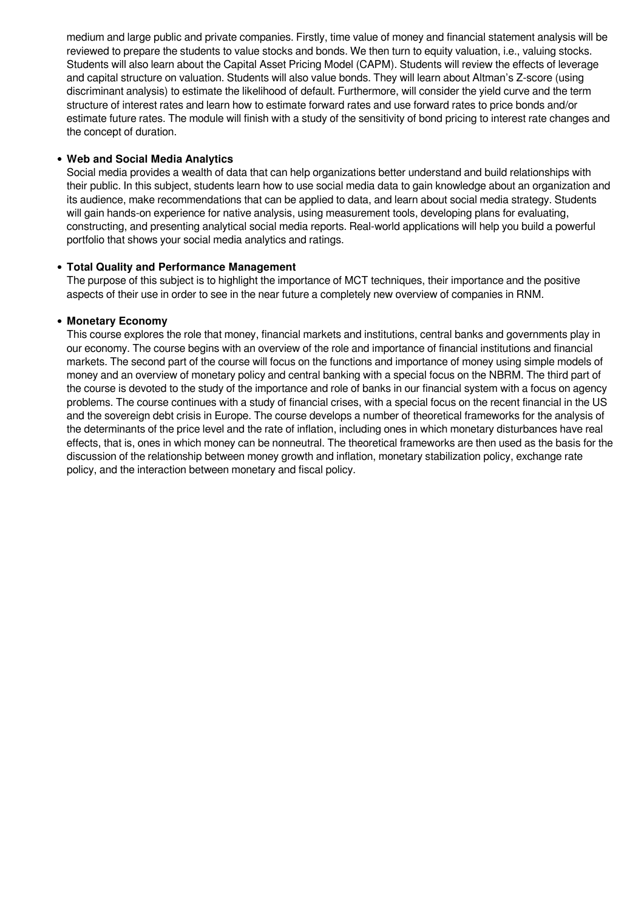medium and large public and private companies. Firstly, time value of money and financial statement analysis will be reviewed to prepare the students to value stocks and bonds. We then turn to equity valuation, i.e., valuing stocks. Students will also learn about the Capital Asset Pricing Model (CAPM). Students will review the effects of leverage and capital structure on valuation. Students will also value bonds. They will learn about Altman's Z-score (using discriminant analysis) to estimate the likelihood of default. Furthermore, will consider the yield curve and the term structure of interest rates and learn how to estimate forward rates and use forward rates to price bonds and/or estimate future rates. The module will finish with a study of the sensitivity of bond pricing to interest rate changes and the concept of duration.

- **Web and Social Media Analytics**
  Social media provides a wealth of data that can help organizations better understand and build relationships with their public. In this subject, students learn how to use social media data to gain knowledge about an organization and its audience, make recommendations that can be applied to data, and learn about social media strategy. Students will gain hands-on experience for native analysis, using measurement tools, developing plans for evaluating, constructing, and presenting analytical social media reports. Real-world applications will help you build a powerful portfolio that shows your social media analytics and ratings.

- **Total Quality and Performance Management**
  The purpose of this subject is to highlight the importance of MCT techniques, their importance and the positive aspects of their use in order to see in the near future a completely new overview of companies in RNM.

- **Monetary Economy**
  This course explores the role that money, financial markets and institutions, central banks and governments play in our economy. The course begins with an overview of the role and importance of financial institutions and financial markets. The second part of the course will focus on the functions and importance of money using simple models of money and an overview of monetary policy and central banking with a special focus on the NBRM. The third part of the course is devoted to the study of the importance and role of banks in our financial system with a focus on agency problems. The course continues with a study of financial crises, with a special focus on the recent financial in the US and the sovereign debt crisis in Europe. The course develops a number of theoretical frameworks for the analysis of the determinants of the price level and the rate of inflation, including ones in which monetary disturbances have real effects, that is, ones in which money can be nonneutral. The theoretical frameworks are then used as the basis for the discussion of the relationship between money growth and inflation, monetary stabilization policy, exchange rate policy, and the interaction between monetary and fiscal policy.